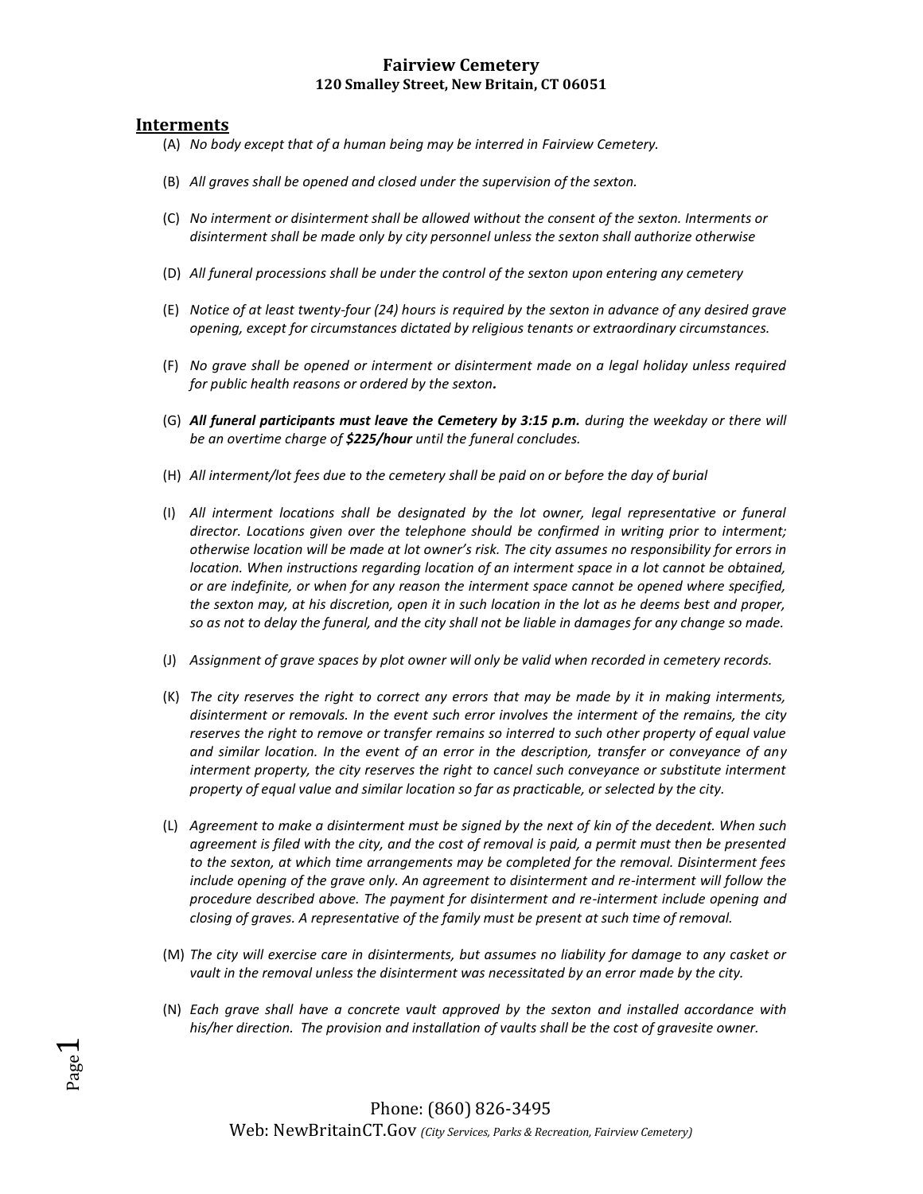# Fairview Cemetery

**120 Smalley Street, New Britain, CT 06051**

## Interments

(A) *No body except that of a human being may be interred in Fairview Cemetery.*

(B) *All graves shall be opened and closed under the supervision of the sexton.*

(C) *No interment or disinterment shall be allowed without the consent of the sexton. Interments or disinterment shall be made only by city personnel unless the sexton shall authorize otherwise*

(D) *All funeral processions shall be under the control of the sexton upon entering any cemetery*

(E) *Notice of at least twenty-four (24) hours is required by the sexton in advance of any desired grave opening, except for circumstances dictated by religious tenants or extraordinary circumstances.*

(F) *No grave shall be opened or interment or disinterment made on a legal holiday unless required for public health reasons or ordered by the sexton**.***

(G) ***All funeral participants must leave the Cemetery by 3:15 p.m.*** *during the weekday or there will be an overtime charge of **$225/hour** until the funeral concludes.*

(H) *All interment/lot fees due to the cemetery shall be paid on or before the day of burial*

(I) *All interment locations shall be designated by the lot owner, legal representative or funeral director. Locations given over the telephone should be confirmed in writing prior to interment; otherwise location will be made at lot owner's risk. The city assumes no responsibility for errors in location. When instructions regarding location of an interment space in a lot cannot be obtained, or are indefinite, or when for any reason the interment space cannot be opened where specified, the sexton may, at his discretion, open it in such location in the lot as he deems best and proper, so as not to delay the funeral, and the city shall not be liable in damages for any change so made.*

(J) *Assignment of grave spaces by plot owner will only be valid when recorded in cemetery records.*

(K) *The city reserves the right to correct any errors that may be made by it in making interments, disinterment or removals. In the event such error involves the interment of the remains, the city reserves the right to remove or transfer remains so interred to such other property of equal value and similar location. In the event of an error in the description, transfer or conveyance of any interment property, the city reserves the right to cancel such conveyance or substitute interment property of equal value and similar location so far as practicable, or selected by the city.*

(L) *Agreement to make a disinterment must be signed by the next of kin of the decedent. When such agreement is filed with the city, and the cost of removal is paid, a permit must then be presented to the sexton, at which time arrangements may be completed for the removal. Disinterment fees include opening of the grave only. An agreement to disinterment and re-interment will follow the procedure described above. The payment for disinterment and re-interment include opening and closing of graves. A representative of the family must be present at such time of removal.*

(M) *The city will exercise care in disinterments, but assumes no liability for damage to any casket or vault in the removal unless the disinterment was necessitated by an error made by the city.*

(N) *Each grave shall have a concrete vault approved by the sexton and installed accordance with his/her direction. The provision and installation of vaults shall be the cost of gravesite owner.*

Phone: (860) 826-3495

Web: NewBritainCT.Gov *(City Services, Parks & Recreation, Fairview Cemetery)*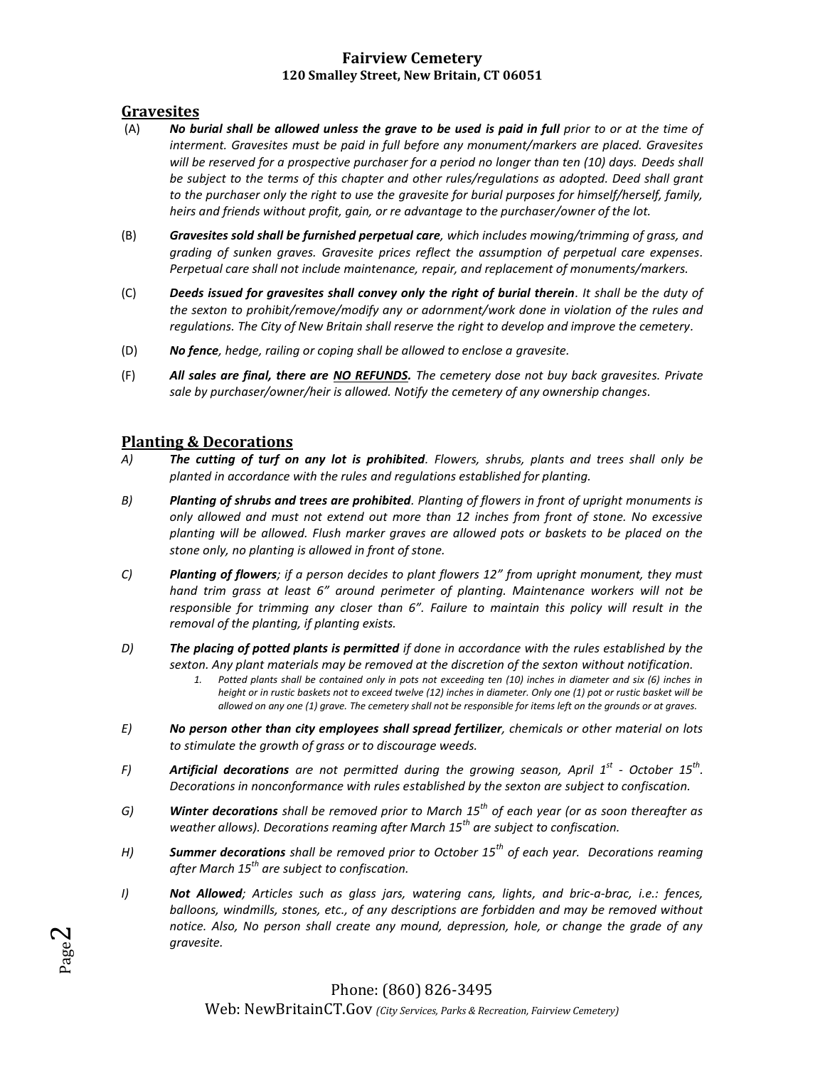**Fairview Cemetery**
**120 Smalley Street, New Britain, CT 06051**

## Gravesites

(A) ***No burial shall be allowed unless the grave to be used is paid in full*** *prior to or at the time of interment. Gravesites must be paid in full before any monument/markers are placed. Gravesites will be reserved for a prospective purchaser for a period no longer than ten (10) days. Deeds shall be subject to the terms of this chapter and other rules/regulations as adopted. Deed shall grant to the purchaser only the right to use the gravesite for burial purposes for himself/herself, family, heirs and friends without profit, gain, or re advantage to the purchaser/owner of the lot.*

(B) ***Gravesites sold shall be furnished perpetual care****, which includes mowing/trimming of grass, and grading of sunken graves. Gravesite prices reflect the assumption of perpetual care expenses. Perpetual care shall not include maintenance, repair, and replacement of monuments/markers.*

(C) ***Deeds issued for gravesites shall convey only the right of burial therein****. It shall be the duty of the sexton to prohibit/remove/modify any or adornment/work done in violation of the rules and regulations. The City of New Britain shall reserve the right to develop and improve the cemetery.*

(D) ***No fence****, hedge, railing or coping shall be allowed to enclose a gravesite.*

(F) ***All sales are final, there are <u>NO REFUNDS</u>.*** *The cemetery dose not buy back gravesites. Private sale by purchaser/owner/heir is allowed. Notify the cemetery of any ownership changes.*

## Planting & Decorations

*A)* ***The cutting of turf on any lot is prohibited****. Flowers, shrubs, plants and trees shall only be planted in accordance with the rules and regulations established for planting.*

*B)* ***Planting of shrubs and trees are prohibited****. Planting of flowers in front of upright monuments is only allowed and must not extend out more than 12 inches from front of stone. No excessive planting will be allowed. Flush marker graves are allowed pots or baskets to be placed on the stone only, no planting is allowed in front of stone.*

*C)* ***Planting of flowers****; if a person decides to plant flowers 12" from upright monument, they must hand trim grass at least 6" around perimeter of planting. Maintenance workers will not be responsible for trimming any closer than 6". Failure to maintain this policy will result in the removal of the planting, if planting exists.*

*D)* ***The placing of potted plants is permitted*** *if done in accordance with the rules established by the sexton. Any plant materials may be removed at the discretion of the sexton without notification.*

1. *Potted plants shall be contained only in pots not exceeding ten (10) inches in diameter and six (6) inches in height or in rustic baskets not to exceed twelve (12) inches in diameter. Only one (1) pot or rustic basket will be allowed on any one (1) grave. The cemetery shall not be responsible for items left on the grounds or at graves.*

*E)* ***No person other than city employees shall spread fertilizer****, chemicals or other material on lots to stimulate the growth of grass or to discourage weeds.*

*F)* ***Artificial decorations*** *are not permitted during the growing season, April 1st - October 15th. Decorations in nonconformance with rules established by the sexton are subject to confiscation.*

*G)* ***Winter decorations*** *shall be removed prior to March 15th of each year (or as soon thereafter as weather allows). Decorations reaming after March 15th are subject to confiscation.*

*H)* ***Summer decorations*** *shall be removed prior to October 15th of each year. Decorations reaming after March 15th are subject to confiscation.*

*I)* ***Not Allowed****; Articles such as glass jars, watering cans, lights, and bric-a-brac, i.e.: fences, balloons, windmills, stones, etc., of any descriptions are forbidden and may be removed without notice. Also, No person shall create any mound, depression, hole, or change the grade of any gravesite.*

Phone: (860) 826-3495
Web: NewBritainCT.Gov *(City Services, Parks & Recreation, Fairview Cemetery)*